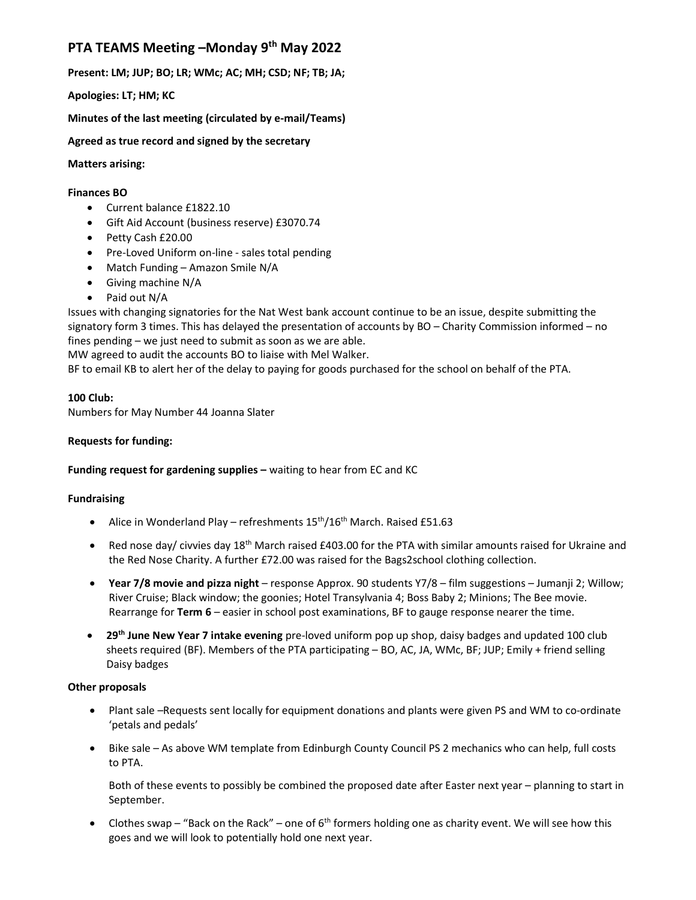# PTA TEAMS Meeting –Monday 9th May 2022

**Present: LM; JUP; BO; LR; WMc; AC; MH; CSD; NF; TB; JA;**

**Apologies: LT; HM; KC**

**Minutes of the last meeting (circulated by e-mail/Teams)**

**Agreed as true record and signed by the secretary**

**Matters arising:**

**Finances BO**

- Current balance £1822.10
- Gift Aid Account (business reserve) £3070.74
- Petty Cash £20.00
- Pre-Loved Uniform on-line - sales total pending
- Match Funding – Amazon Smile N/A
- Giving machine N/A
- Paid out N/A

Issues with changing signatories for the Nat West bank account continue to be an issue, despite submitting the signatory form 3 times. This has delayed the presentation of accounts by BO – Charity Commission informed – no fines pending – we just need to submit as soon as we are able.
MW agreed to audit the accounts BO to liaise with Mel Walker.
BF to email KB to alert her of the delay to paying for goods purchased for the school on behalf of the PTA.

**100 Club:**
Numbers for May Number 44 Joanna Slater

**Requests for funding:**

**Funding request for gardening supplies –** waiting to hear from EC and KC

**Fundraising**

- Alice in Wonderland Play – refreshments 15th/16th March. Raised £51.63
- Red nose day/ civvies day 18th March raised £403.00 for the PTA with similar amounts raised for Ukraine and the Red Nose Charity. A further £72.00 was raised for the Bags2school clothing collection.
- **Year 7/8 movie and pizza night** – response Approx. 90 students Y7/8 – film suggestions – Jumanji 2; Willow; River Cruise; Black window; the goonies; Hotel Transylvania 4; Boss Baby 2; Minions; The Bee movie. Rearrange for **Term 6** – easier in school post examinations, BF to gauge response nearer the time.
- **29th June New Year 7 intake evening** pre-loved uniform pop up shop, daisy badges and updated 100 club sheets required (BF). Members of the PTA participating – BO, AC, JA, WMc, BF; JUP; Emily + friend selling Daisy badges

**Other proposals**

- Plant sale –Requests sent locally for equipment donations and plants were given PS and WM to co-ordinate 'petals and pedals'
- Bike sale – As above WM template from Edinburgh County Council PS 2 mechanics who can help, full costs to PTA.

  Both of these events to possibly be combined the proposed date after Easter next year – planning to start in September.

- Clothes swap – "Back on the Rack" – one of 6th formers holding one as charity event. We will see how this goes and we will look to potentially hold one next year.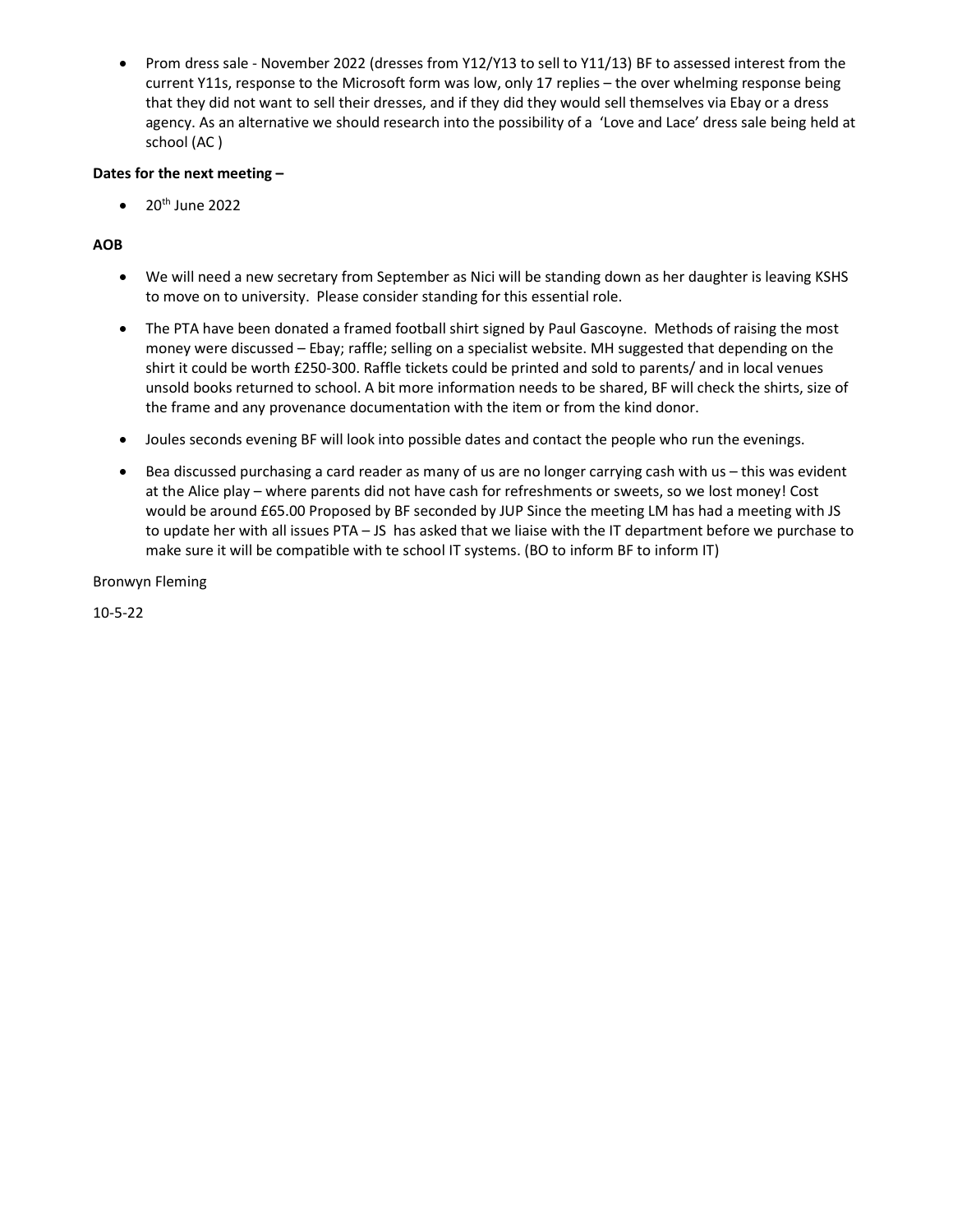- Prom dress sale - November 2022 (dresses from Y12/Y13 to sell to Y11/13) BF to assessed interest from the current Y11s, response to the Microsoft form was low, only 17 replies – the over whelming response being that they did not want to sell their dresses, and if they did they would sell themselves via Ebay or a dress agency. As an alternative we should research into the possibility of a 'Love and Lace' dress sale being held at school (AC )

**Dates for the next meeting –**

- 20th June 2022

**AOB**

- We will need a new secretary from September as Nici will be standing down as her daughter is leaving KSHS to move on to university. Please consider standing for this essential role.
- The PTA have been donated a framed football shirt signed by Paul Gascoyne. Methods of raising the most money were discussed – Ebay; raffle; selling on a specialist website. MH suggested that depending on the shirt it could be worth £250-300. Raffle tickets could be printed and sold to parents/ and in local venues unsold books returned to school. A bit more information needs to be shared, BF will check the shirts, size of the frame and any provenance documentation with the item or from the kind donor.
- Joules seconds evening BF will look into possible dates and contact the people who run the evenings.
- Bea discussed purchasing a card reader as many of us are no longer carrying cash with us – this was evident at the Alice play – where parents did not have cash for refreshments or sweets, so we lost money! Cost would be around £65.00 Proposed by BF seconded by JUP Since the meeting LM has had a meeting with JS to update her with all issues PTA – JS has asked that we liaise with the IT department before we purchase to make sure it will be compatible with te school IT systems. (BO to inform BF to inform IT)

Bronwyn Fleming

10-5-22